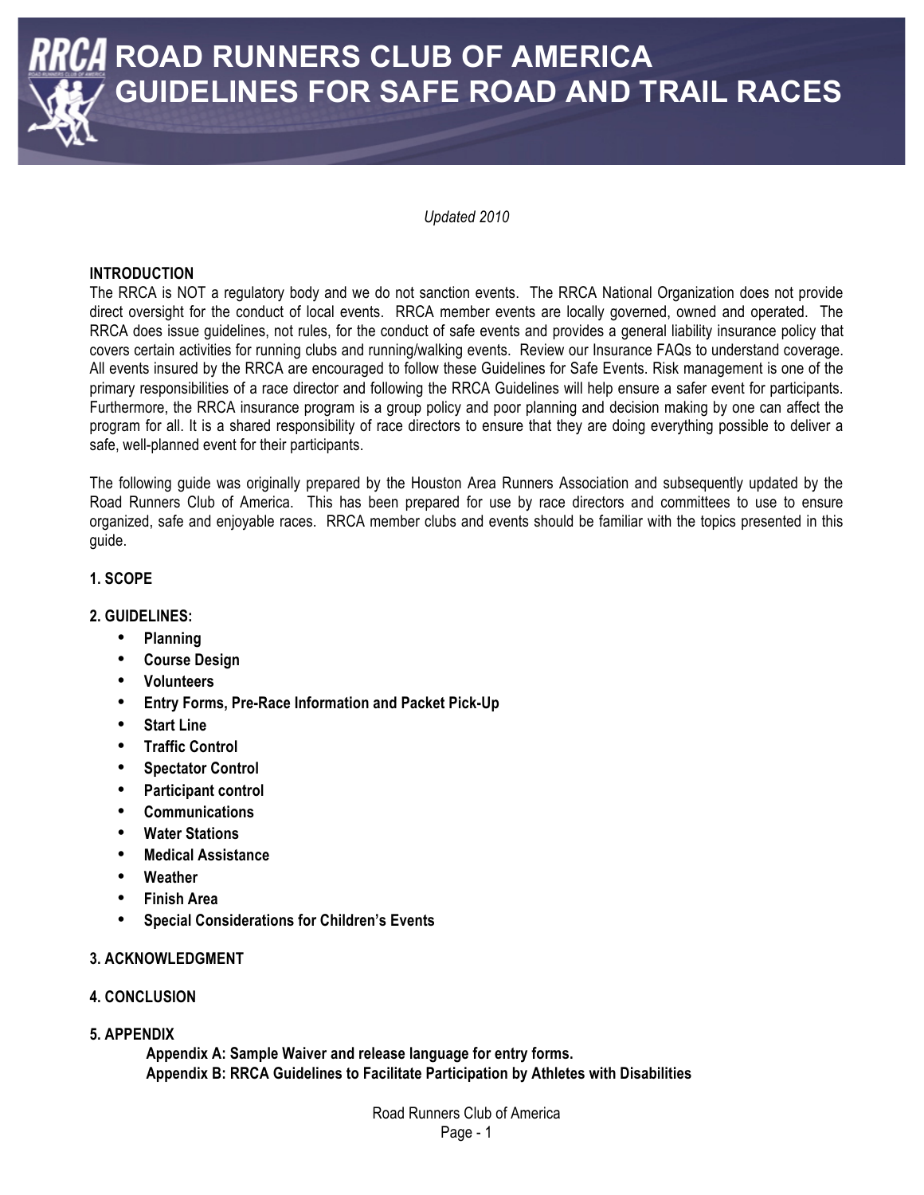# ROAD RUNNERS CLUB OF AMERICA GUIDELINES FOR SAFE ROAD AND TRAIL RACES

*Updated 2010*

**INTRODUCTION**

The RRCA is NOT a regulatory body and we do not sanction events. The RRCA National Organization does not provide direct oversight for the conduct of local events. RRCA member events are locally governed, owned and operated. The RRCA does issue guidelines, not rules, for the conduct of safe events and provides a general liability insurance policy that covers certain activities for running clubs and running/walking events. Review our Insurance FAQs to understand coverage. All events insured by the RRCA are encouraged to follow these Guidelines for Safe Events. Risk management is one of the primary responsibilities of a race director and following the RRCA Guidelines will help ensure a safer event for participants. Furthermore, the RRCA insurance program is a group policy and poor planning and decision making by one can affect the program for all. It is a shared responsibility of race directors to ensure that they are doing everything possible to deliver a safe, well-planned event for their participants.

The following guide was originally prepared by the Houston Area Runners Association and subsequently updated by the Road Runners Club of America. This has been prepared for use by race directors and committees to use to ensure organized, safe and enjoyable races. RRCA member clubs and events should be familiar with the topics presented in this guide.

**1. SCOPE**

**2. GUIDELINES:**

- **Planning**
- **Course Design**
- **Volunteers**
- **Entry Forms, Pre-Race Information and Packet Pick-Up**
- **Start Line**
- **Traffic Control**
- **Spectator Control**
- **Participant control**
- **Communications**
- **Water Stations**
- **Medical Assistance**
- **Weather**
- **Finish Area**
- **Special Considerations for Children's Events**

**3. ACKNOWLEDGMENT**

**4. CONCLUSION**

**5. APPENDIX**

**Appendix A: Sample Waiver and release language for entry forms.**
**Appendix B: RRCA Guidelines to Facilitate Participation by Athletes with Disabilities**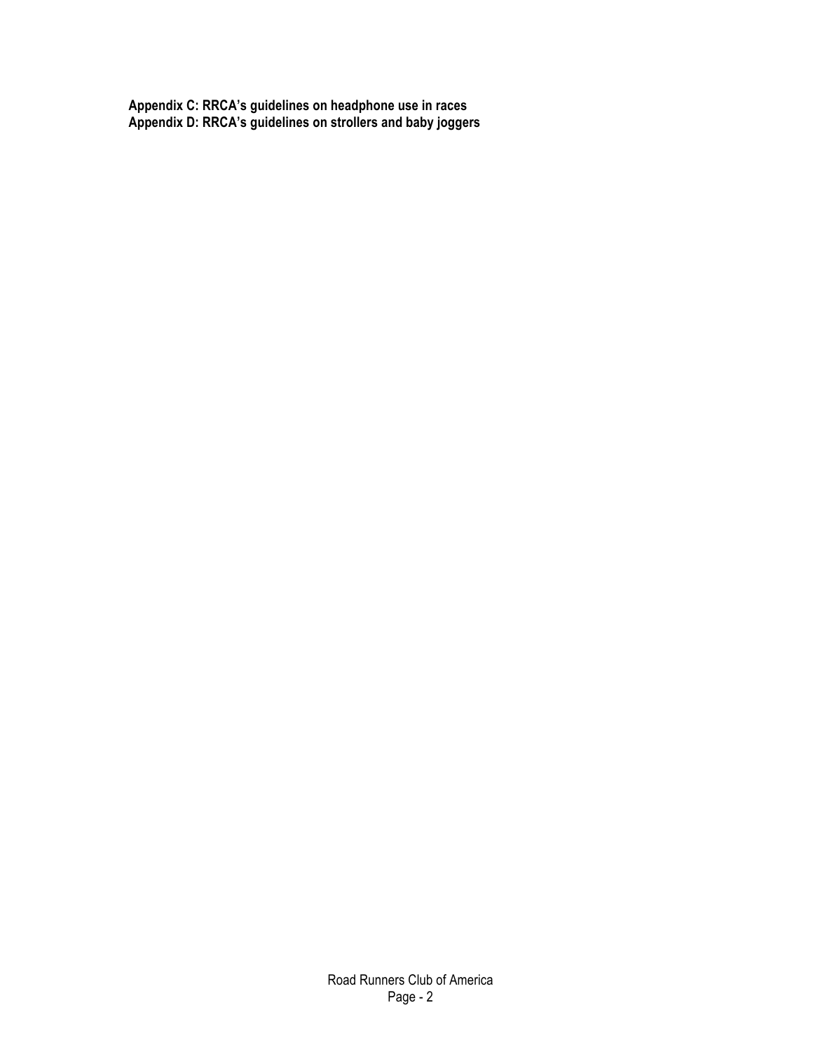**Appendix C: RRCA's guidelines on headphone use in races**
**Appendix D: RRCA's guidelines on strollers and baby joggers**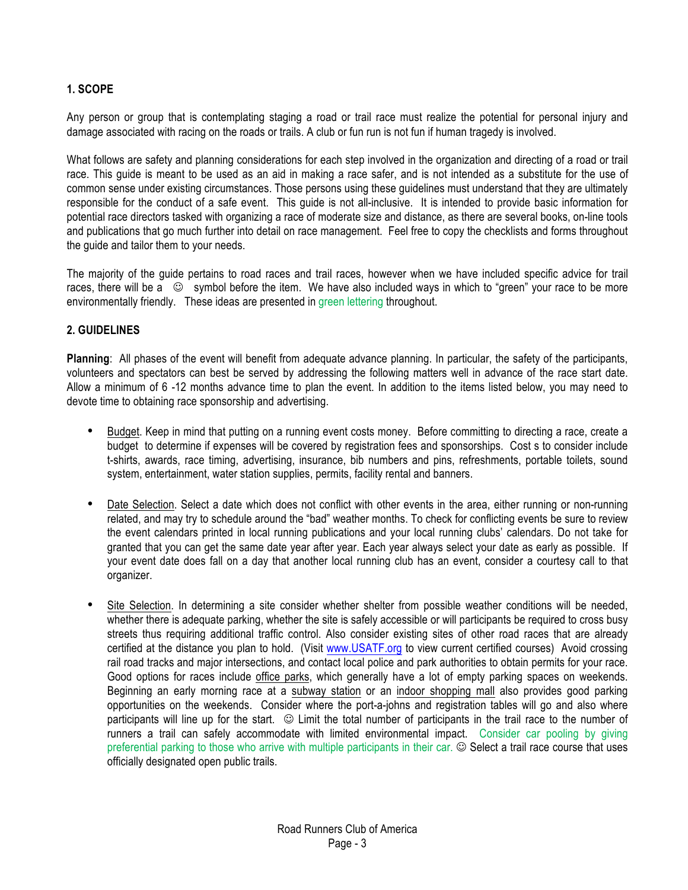## 1. SCOPE

Any person or group that is contemplating staging a road or trail race must realize the potential for personal injury and damage associated with racing on the roads or trails. A club or fun run is not fun if human tragedy is involved.

What follows are safety and planning considerations for each step involved in the organization and directing of a road or trail race. This guide is meant to be used as an aid in making a race safer, and is not intended as a substitute for the use of common sense under existing circumstances. Those persons using these guidelines must understand that they are ultimately responsible for the conduct of a safe event. This guide is not all-inclusive. It is intended to provide basic information for potential race directors tasked with organizing a race of moderate size and distance, as there are several books, on-line tools and publications that go much further into detail on race management. Feel free to copy the checklists and forms throughout the guide and tailor them to your needs.

The majority of the guide pertains to road races and trail races, however when we have included specific advice for trail races, there will be a ☺ symbol before the item. We have also included ways in which to "green" your race to be more environmentally friendly. These ideas are presented in green lettering throughout.

## 2. GUIDELINES

**Planning**: All phases of the event will benefit from adequate advance planning. In particular, the safety of the participants, volunteers and spectators can best be served by addressing the following matters well in advance of the race start date. Allow a minimum of 6 -12 months advance time to plan the event. In addition to the items listed below, you may need to devote time to obtaining race sponsorship and advertising.

- Budget. Keep in mind that putting on a running event costs money. Before committing to directing a race, create a budget to determine if expenses will be covered by registration fees and sponsorships. Cost s to consider include t-shirts, awards, race timing, advertising, insurance, bib numbers and pins, refreshments, portable toilets, sound system, entertainment, water station supplies, permits, facility rental and banners.

- Date Selection. Select a date which does not conflict with other events in the area, either running or non-running related, and may try to schedule around the "bad" weather months. To check for conflicting events be sure to review the event calendars printed in local running publications and your local running clubs' calendars. Do not take for granted that you can get the same date year after year. Each year always select your date as early as possible. If your event date does fall on a day that another local running club has an event, consider a courtesy call to that organizer.

- Site Selection. In determining a site consider whether shelter from possible weather conditions will be needed, whether there is adequate parking, whether the site is safely accessible or will participants be required to cross busy streets thus requiring additional traffic control. Also consider existing sites of other road races that are already certified at the distance you plan to hold. (Visit www.USATF.org to view current certified courses) Avoid crossing rail road tracks and major intersections, and contact local police and park authorities to obtain permits for your race. Good options for races include office parks, which generally have a lot of empty parking spaces on weekends. Beginning an early morning race at a subway station or an indoor shopping mall also provides good parking opportunities on the weekends. Consider where the port-a-johns and registration tables will go and also where participants will line up for the start. ☺ Limit the total number of participants in the trail race to the number of runners a trail can safely accommodate with limited environmental impact. Consider car pooling by giving preferential parking to those who arrive with multiple participants in their car. ☺ Select a trail race course that uses officially designated open public trails.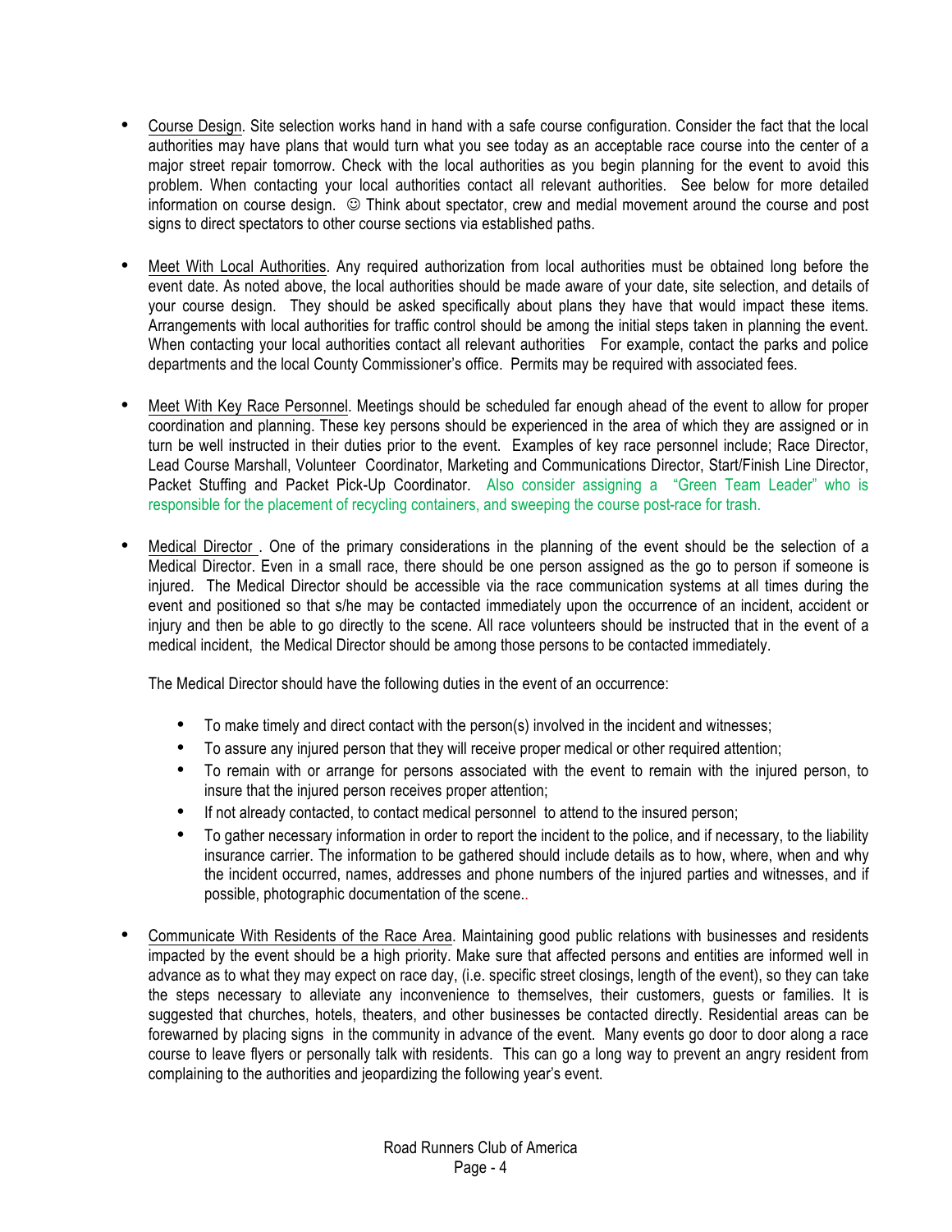- Course Design. Site selection works hand in hand with a safe course configuration. Consider the fact that the local authorities may have plans that would turn what you see today as an acceptable race course into the center of a major street repair tomorrow. Check with the local authorities as you begin planning for the event to avoid this problem. When contacting your local authorities contact all relevant authorities. See below for more detailed information on course design. ☺ Think about spectator, crew and medial movement around the course and post signs to direct spectators to other course sections via established paths.

- Meet With Local Authorities. Any required authorization from local authorities must be obtained long before the event date. As noted above, the local authorities should be made aware of your date, site selection, and details of your course design. They should be asked specifically about plans they have that would impact these items. Arrangements with local authorities for traffic control should be among the initial steps taken in planning the event. When contacting your local authorities contact all relevant authorities For example, contact the parks and police departments and the local County Commissioner's office. Permits may be required with associated fees.

- Meet With Key Race Personnel. Meetings should be scheduled far enough ahead of the event to allow for proper coordination and planning. These key persons should be experienced in the area of which they are assigned or in turn be well instructed in their duties prior to the event. Examples of key race personnel include; Race Director, Lead Course Marshall, Volunteer Coordinator, Marketing and Communications Director, Start/Finish Line Director, Packet Stuffing and Packet Pick-Up Coordinator. Also consider assigning a "Green Team Leader" who is responsible for the placement of recycling containers, and sweeping the course post-race for trash.

- Medical Director . One of the primary considerations in the planning of the event should be the selection of a Medical Director. Even in a small race, there should be one person assigned as the go to person if someone is injured. The Medical Director should be accessible via the race communication systems at all times during the event and positioned so that s/he may be contacted immediately upon the occurrence of an incident, accident or injury and then be able to go directly to the scene. All race volunteers should be instructed that in the event of a medical incident, the Medical Director should be among those persons to be contacted immediately.

  The Medical Director should have the following duties in the event of an occurrence:

  - To make timely and direct contact with the person(s) involved in the incident and witnesses;
  - To assure any injured person that they will receive proper medical or other required attention;
  - To remain with or arrange for persons associated with the event to remain with the injured person, to insure that the injured person receives proper attention;
  - If not already contacted, to contact medical personnel to attend to the insured person;
  - To gather necessary information in order to report the incident to the police, and if necessary, to the liability insurance carrier. The information to be gathered should include details as to how, where, when and why the incident occurred, names, addresses and phone numbers of the injured parties and witnesses, and if possible, photographic documentation of the scene..

- Communicate With Residents of the Race Area. Maintaining good public relations with businesses and residents impacted by the event should be a high priority. Make sure that affected persons and entities are informed well in advance as to what they may expect on race day, (i.e. specific street closings, length of the event), so they can take the steps necessary to alleviate any inconvenience to themselves, their customers, guests or families. It is suggested that churches, hotels, theaters, and other businesses be contacted directly. Residential areas can be forewarned by placing signs in the community in advance of the event. Many events go door to door along a race course to leave flyers or personally talk with residents. This can go a long way to prevent an angry resident from complaining to the authorities and jeopardizing the following year's event.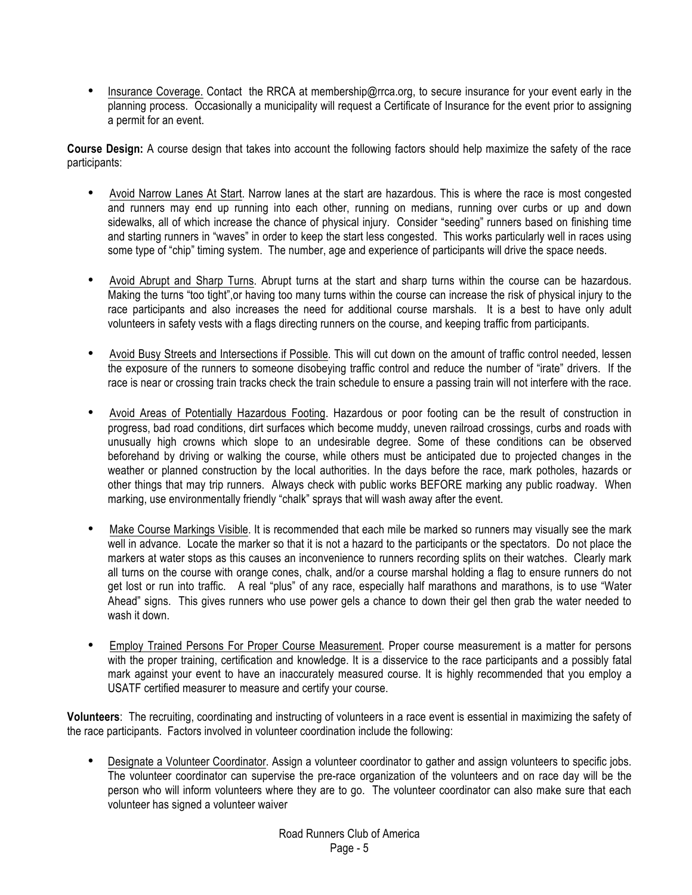- Insurance Coverage. Contact the RRCA at membership@rrca.org, to secure insurance for your event early in the planning process. Occasionally a municipality will request a Certificate of Insurance for the event prior to assigning a permit for an event.

**Course Design:** A course design that takes into account the following factors should help maximize the safety of the race participants:

- Avoid Narrow Lanes At Start. Narrow lanes at the start are hazardous. This is where the race is most congested and runners may end up running into each other, running on medians, running over curbs or up and down sidewalks, all of which increase the chance of physical injury. Consider "seeding" runners based on finishing time and starting runners in "waves" in order to keep the start less congested. This works particularly well in races using some type of "chip" timing system. The number, age and experience of participants will drive the space needs.

- Avoid Abrupt and Sharp Turns. Abrupt turns at the start and sharp turns within the course can be hazardous. Making the turns "too tight",or having too many turns within the course can increase the risk of physical injury to the race participants and also increases the need for additional course marshals. It is a best to have only adult volunteers in safety vests with a flags directing runners on the course, and keeping traffic from participants.

- Avoid Busy Streets and Intersections if Possible. This will cut down on the amount of traffic control needed, lessen the exposure of the runners to someone disobeying traffic control and reduce the number of "irate" drivers. If the race is near or crossing train tracks check the train schedule to ensure a passing train will not interfere with the race.

- Avoid Areas of Potentially Hazardous Footing. Hazardous or poor footing can be the result of construction in progress, bad road conditions, dirt surfaces which become muddy, uneven railroad crossings, curbs and roads with unusually high crowns which slope to an undesirable degree. Some of these conditions can be observed beforehand by driving or walking the course, while others must be anticipated due to projected changes in the weather or planned construction by the local authorities. In the days before the race, mark potholes, hazards or other things that may trip runners. Always check with public works BEFORE marking any public roadway. When marking, use environmentally friendly "chalk" sprays that will wash away after the event.

- Make Course Markings Visible. It is recommended that each mile be marked so runners may visually see the mark well in advance. Locate the marker so that it is not a hazard to the participants or the spectators. Do not place the markers at water stops as this causes an inconvenience to runners recording splits on their watches. Clearly mark all turns on the course with orange cones, chalk, and/or a course marshal holding a flag to ensure runners do not get lost or run into traffic. A real "plus" of any race, especially half marathons and marathons, is to use "Water Ahead" signs. This gives runners who use power gels a chance to down their gel then grab the water needed to wash it down.

- Employ Trained Persons For Proper Course Measurement. Proper course measurement is a matter for persons with the proper training, certification and knowledge. It is a disservice to the race participants and a possibly fatal mark against your event to have an inaccurately measured course. It is highly recommended that you employ a USATF certified measurer to measure and certify your course.

**Volunteers**: The recruiting, coordinating and instructing of volunteers in a race event is essential in maximizing the safety of the race participants. Factors involved in volunteer coordination include the following:

- Designate a Volunteer Coordinator. Assign a volunteer coordinator to gather and assign volunteers to specific jobs. The volunteer coordinator can supervise the pre-race organization of the volunteers and on race day will be the person who will inform volunteers where they are to go. The volunteer coordinator can also make sure that each volunteer has signed a volunteer waiver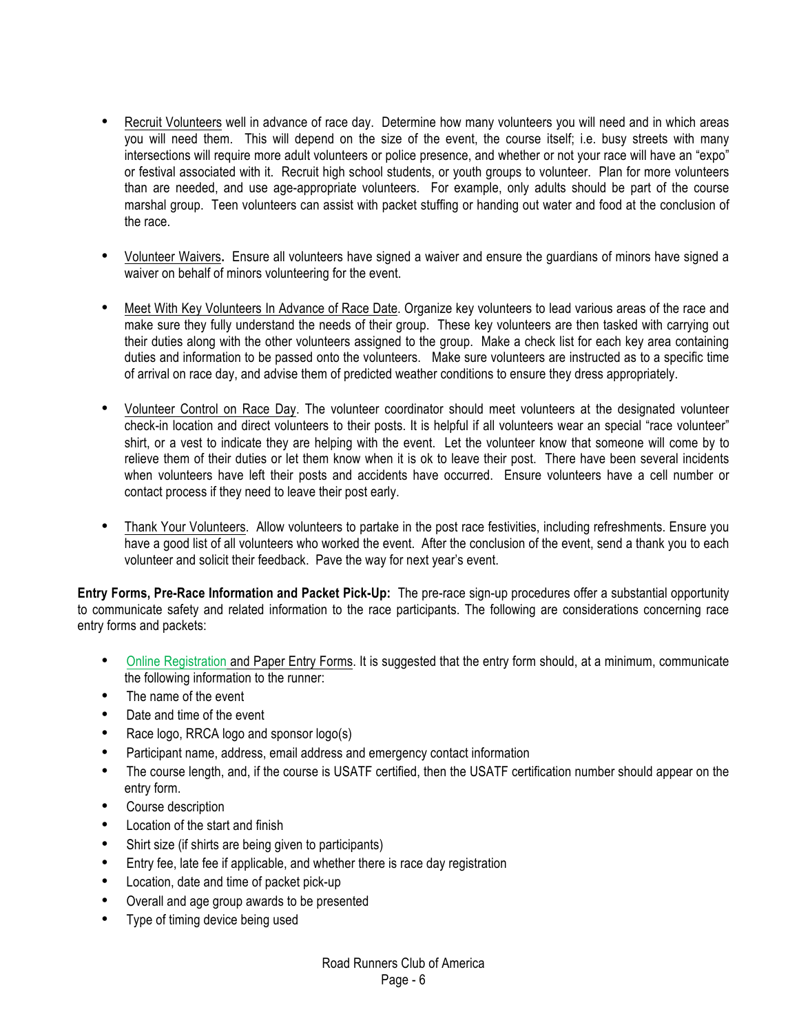- Recruit Volunteers well in advance of race day. Determine how many volunteers you will need and in which areas you will need them. This will depend on the size of the event, the course itself; i.e. busy streets with many intersections will require more adult volunteers or police presence, and whether or not your race will have an "expo" or festival associated with it. Recruit high school students, or youth groups to volunteer. Plan for more volunteers than are needed, and use age-appropriate volunteers. For example, only adults should be part of the course marshal group. Teen volunteers can assist with packet stuffing or handing out water and food at the conclusion of the race.

- Volunteer Waivers**.** Ensure all volunteers have signed a waiver and ensure the guardians of minors have signed a waiver on behalf of minors volunteering for the event.

- Meet With Key Volunteers In Advance of Race Date. Organize key volunteers to lead various areas of the race and make sure they fully understand the needs of their group. These key volunteers are then tasked with carrying out their duties along with the other volunteers assigned to the group. Make a check list for each key area containing duties and information to be passed onto the volunteers. Make sure volunteers are instructed as to a specific time of arrival on race day, and advise them of predicted weather conditions to ensure they dress appropriately.

- Volunteer Control on Race Day. The volunteer coordinator should meet volunteers at the designated volunteer check-in location and direct volunteers to their posts. It is helpful if all volunteers wear an special "race volunteer" shirt, or a vest to indicate they are helping with the event. Let the volunteer know that someone will come by to relieve them of their duties or let them know when it is ok to leave their post. There have been several incidents when volunteers have left their posts and accidents have occurred. Ensure volunteers have a cell number or contact process if they need to leave their post early.

- Thank Your Volunteers. Allow volunteers to partake in the post race festivities, including refreshments. Ensure you have a good list of all volunteers who worked the event. After the conclusion of the event, send a thank you to each volunteer and solicit their feedback. Pave the way for next year's event.

**Entry Forms, Pre-Race Information and Packet Pick-Up:** The pre-race sign-up procedures offer a substantial opportunity to communicate safety and related information to the race participants. The following are considerations concerning race entry forms and packets:

- Online Registration and Paper Entry Forms. It is suggested that the entry form should, at a minimum, communicate the following information to the runner:
- The name of the event
- Date and time of the event
- Race logo, RRCA logo and sponsor logo(s)
- Participant name, address, email address and emergency contact information
- The course length, and, if the course is USATF certified, then the USATF certification number should appear on the entry form.
- Course description
- Location of the start and finish
- Shirt size (if shirts are being given to participants)
- Entry fee, late fee if applicable, and whether there is race day registration
- Location, date and time of packet pick-up
- Overall and age group awards to be presented
- Type of timing device being used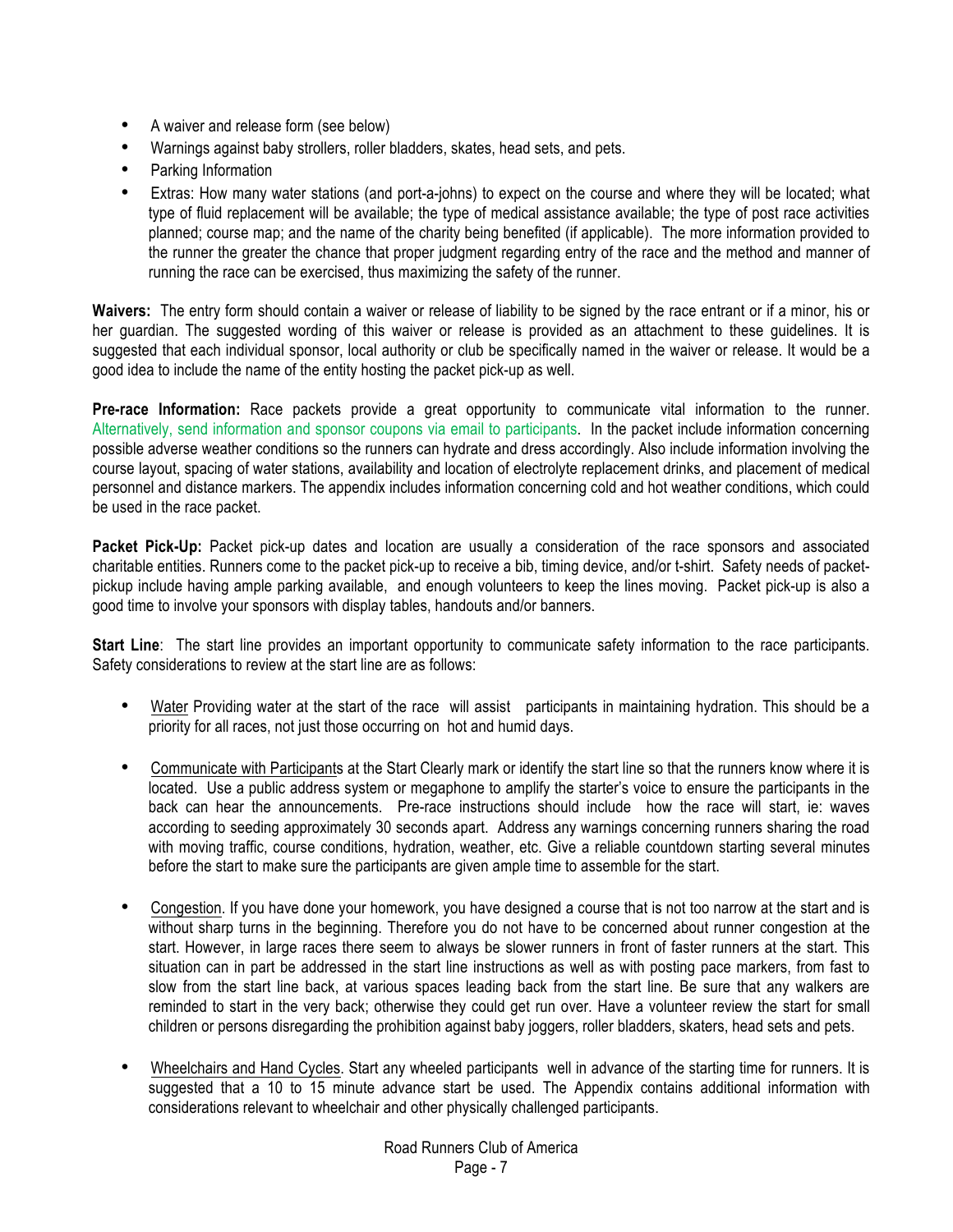- A waiver and release form (see below)
- Warnings against baby strollers, roller bladders, skates, head sets, and pets.
- Parking Information
- Extras: How many water stations (and port-a-johns) to expect on the course and where they will be located; what type of fluid replacement will be available; the type of medical assistance available; the type of post race activities planned; course map; and the name of the charity being benefited (if applicable). The more information provided to the runner the greater the chance that proper judgment regarding entry of the race and the method and manner of running the race can be exercised, thus maximizing the safety of the runner.

**Waivers:** The entry form should contain a waiver or release of liability to be signed by the race entrant or if a minor, his or her guardian. The suggested wording of this waiver or release is provided as an attachment to these guidelines. It is suggested that each individual sponsor, local authority or club be specifically named in the waiver or release. It would be a good idea to include the name of the entity hosting the packet pick-up as well.

**Pre-race Information:** Race packets provide a great opportunity to communicate vital information to the runner. Alternatively, send information and sponsor coupons via email to participants. In the packet include information concerning possible adverse weather conditions so the runners can hydrate and dress accordingly. Also include information involving the course layout, spacing of water stations, availability and location of electrolyte replacement drinks, and placement of medical personnel and distance markers. The appendix includes information concerning cold and hot weather conditions, which could be used in the race packet.

**Packet Pick-Up:** Packet pick-up dates and location are usually a consideration of the race sponsors and associated charitable entities. Runners come to the packet pick-up to receive a bib, timing device, and/or t-shirt. Safety needs of packet-pickup include having ample parking available, and enough volunteers to keep the lines moving. Packet pick-up is also a good time to involve your sponsors with display tables, handouts and/or banners.

**Start Line**: The start line provides an important opportunity to communicate safety information to the race participants. Safety considerations to review at the start line are as follows:

- Water Providing water at the start of the race will assist participants in maintaining hydration. This should be a priority for all races, not just those occurring on hot and humid days.

- Communicate with Participants at the Start Clearly mark or identify the start line so that the runners know where it is located. Use a public address system or megaphone to amplify the starter's voice to ensure the participants in the back can hear the announcements. Pre-race instructions should include how the race will start, ie: waves according to seeding approximately 30 seconds apart. Address any warnings concerning runners sharing the road with moving traffic, course conditions, hydration, weather, etc. Give a reliable countdown starting several minutes before the start to make sure the participants are given ample time to assemble for the start.

- Congestion. If you have done your homework, you have designed a course that is not too narrow at the start and is without sharp turns in the beginning. Therefore you do not have to be concerned about runner congestion at the start. However, in large races there seem to always be slower runners in front of faster runners at the start. This situation can in part be addressed in the start line instructions as well as with posting pace markers, from fast to slow from the start line back, at various spaces leading back from the start line. Be sure that any walkers are reminded to start in the very back; otherwise they could get run over. Have a volunteer review the start for small children or persons disregarding the prohibition against baby joggers, roller bladders, skaters, head sets and pets.

- Wheelchairs and Hand Cycles. Start any wheeled participants well in advance of the starting time for runners. It is suggested that a 10 to 15 minute advance start be used. The Appendix contains additional information with considerations relevant to wheelchair and other physically challenged participants.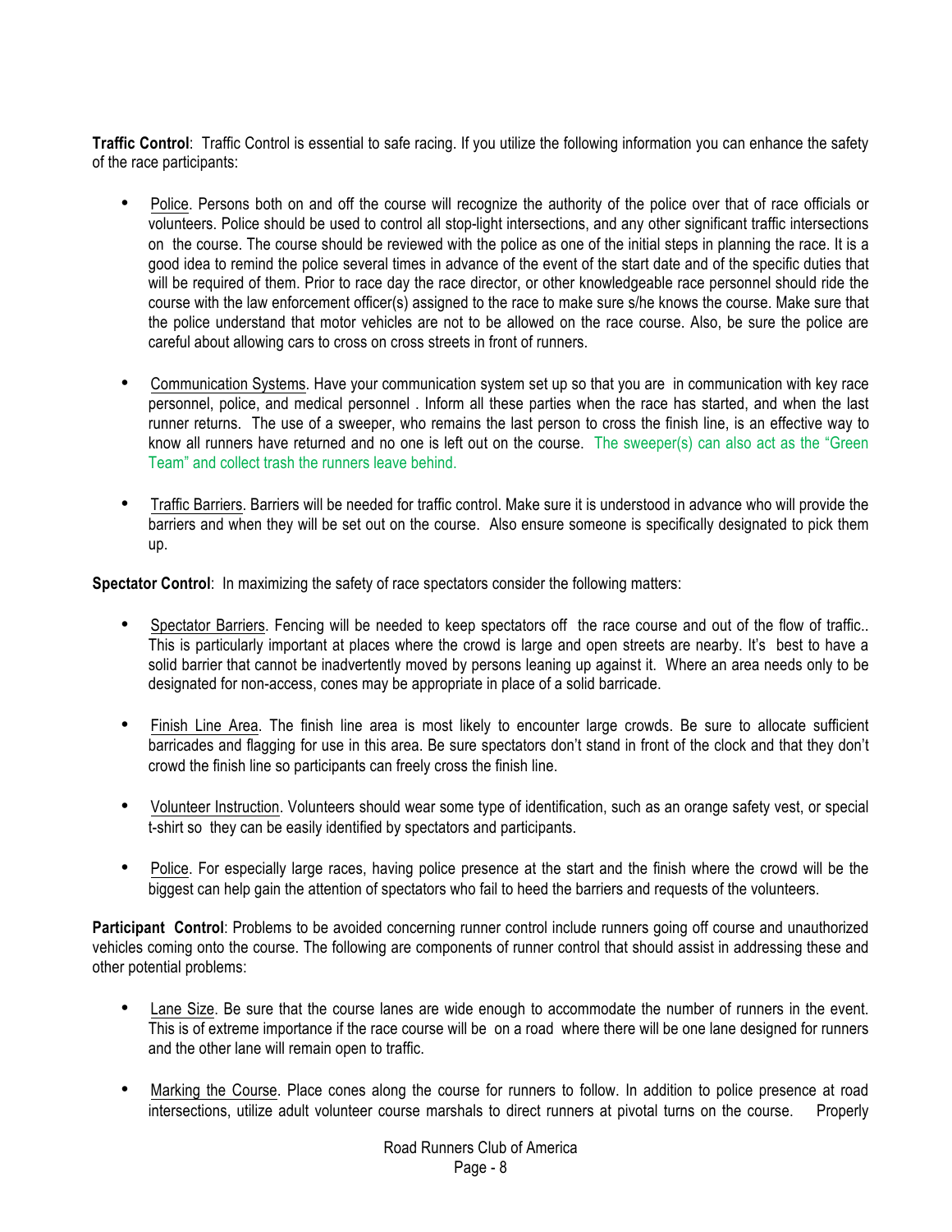**Traffic Control**: Traffic Control is essential to safe racing. If you utilize the following information you can enhance the safety of the race participants:

- Police. Persons both on and off the course will recognize the authority of the police over that of race officials or volunteers. Police should be used to control all stop-light intersections, and any other significant traffic intersections on the course. The course should be reviewed with the police as one of the initial steps in planning the race. It is a good idea to remind the police several times in advance of the event of the start date and of the specific duties that will be required of them. Prior to race day the race director, or other knowledgeable race personnel should ride the course with the law enforcement officer(s) assigned to the race to make sure s/he knows the course. Make sure that the police understand that motor vehicles are not to be allowed on the race course. Also, be sure the police are careful about allowing cars to cross on cross streets in front of runners.

- Communication Systems. Have your communication system set up so that you are in communication with key race personnel, police, and medical personnel . Inform all these parties when the race has started, and when the last runner returns. The use of a sweeper, who remains the last person to cross the finish line, is an effective way to know all runners have returned and no one is left out on the course. The sweeper(s) can also act as the "Green Team" and collect trash the runners leave behind.

- Traffic Barriers. Barriers will be needed for traffic control. Make sure it is understood in advance who will provide the barriers and when they will be set out on the course. Also ensure someone is specifically designated to pick them up.

**Spectator Control**: In maximizing the safety of race spectators consider the following matters:

- Spectator Barriers. Fencing will be needed to keep spectators off the race course and out of the flow of traffic.. This is particularly important at places where the crowd is large and open streets are nearby. It's best to have a solid barrier that cannot be inadvertently moved by persons leaning up against it. Where an area needs only to be designated for non-access, cones may be appropriate in place of a solid barricade.

- Finish Line Area. The finish line area is most likely to encounter large crowds. Be sure to allocate sufficient barricades and flagging for use in this area. Be sure spectators don't stand in front of the clock and that they don't crowd the finish line so participants can freely cross the finish line.

- Volunteer Instruction. Volunteers should wear some type of identification, such as an orange safety vest, or special t-shirt so they can be easily identified by spectators and participants.

- Police. For especially large races, having police presence at the start and the finish where the crowd will be the biggest can help gain the attention of spectators who fail to heed the barriers and requests of the volunteers.

**Participant Control**: Problems to be avoided concerning runner control include runners going off course and unauthorized vehicles coming onto the course. The following are components of runner control that should assist in addressing these and other potential problems:

- Lane Size. Be sure that the course lanes are wide enough to accommodate the number of runners in the event. This is of extreme importance if the race course will be on a road where there will be one lane designed for runners and the other lane will remain open to traffic.

- Marking the Course. Place cones along the course for runners to follow. In addition to police presence at road intersections, utilize adult volunteer course marshals to direct runners at pivotal turns on the course. Properly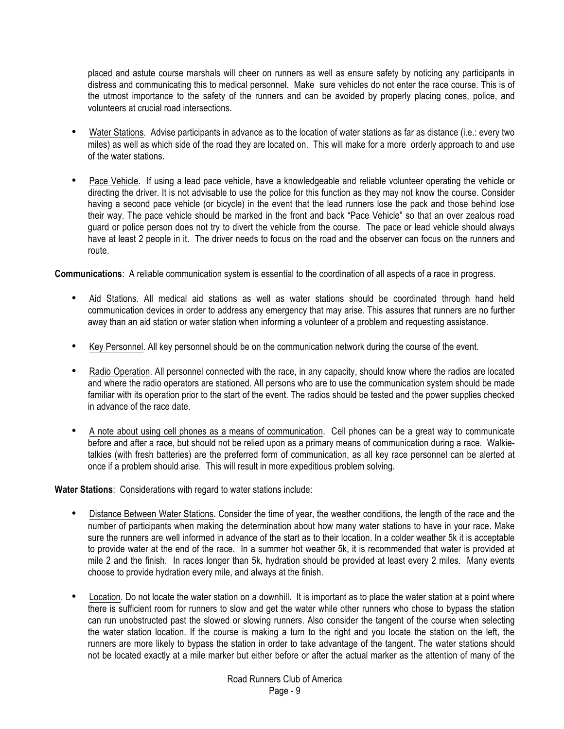placed and astute course marshals will cheer on runners as well as ensure safety by noticing any participants in distress and communicating this to medical personnel. Make sure vehicles do not enter the race course. This is of the utmost importance to the safety of the runners and can be avoided by properly placing cones, police, and volunteers at crucial road intersections.

- Water Stations. Advise participants in advance as to the location of water stations as far as distance (i.e.: every two miles) as well as which side of the road they are located on. This will make for a more orderly approach to and use of the water stations.

- Pace Vehicle. If using a lead pace vehicle, have a knowledgeable and reliable volunteer operating the vehicle or directing the driver. It is not advisable to use the police for this function as they may not know the course. Consider having a second pace vehicle (or bicycle) in the event that the lead runners lose the pack and those behind lose their way. The pace vehicle should be marked in the front and back "Pace Vehicle" so that an over zealous road guard or police person does not try to divert the vehicle from the course. The pace or lead vehicle should always have at least 2 people in it. The driver needs to focus on the road and the observer can focus on the runners and route.

**Communications**: A reliable communication system is essential to the coordination of all aspects of a race in progress.

- Aid Stations. All medical aid stations as well as water stations should be coordinated through hand held communication devices in order to address any emergency that may arise. This assures that runners are no further away than an aid station or water station when informing a volunteer of a problem and requesting assistance.

- Key Personnel. All key personnel should be on the communication network during the course of the event.

- Radio Operation. All personnel connected with the race, in any capacity, should know where the radios are located and where the radio operators are stationed. All persons who are to use the communication system should be made familiar with its operation prior to the start of the event. The radios should be tested and the power supplies checked in advance of the race date.

- A note about using cell phones as a means of communication. Cell phones can be a great way to communicate before and after a race, but should not be relied upon as a primary means of communication during a race. Walkie-talkies (with fresh batteries) are the preferred form of communication, as all key race personnel can be alerted at once if a problem should arise. This will result in more expeditious problem solving.

**Water Stations**: Considerations with regard to water stations include:

- Distance Between Water Stations. Consider the time of year, the weather conditions, the length of the race and the number of participants when making the determination about how many water stations to have in your race. Make sure the runners are well informed in advance of the start as to their location. In a colder weather 5k it is acceptable to provide water at the end of the race. In a summer hot weather 5k, it is recommended that water is provided at mile 2 and the finish. In races longer than 5k, hydration should be provided at least every 2 miles. Many events choose to provide hydration every mile, and always at the finish.

- Location. Do not locate the water station on a downhill. It is important as to place the water station at a point where there is sufficient room for runners to slow and get the water while other runners who chose to bypass the station can run unobstructed past the slowed or slowing runners. Also consider the tangent of the course when selecting the water station location. If the course is making a turn to the right and you locate the station on the left, the runners are more likely to bypass the station in order to take advantage of the tangent. The water stations should not be located exactly at a mile marker but either before or after the actual marker as the attention of many of the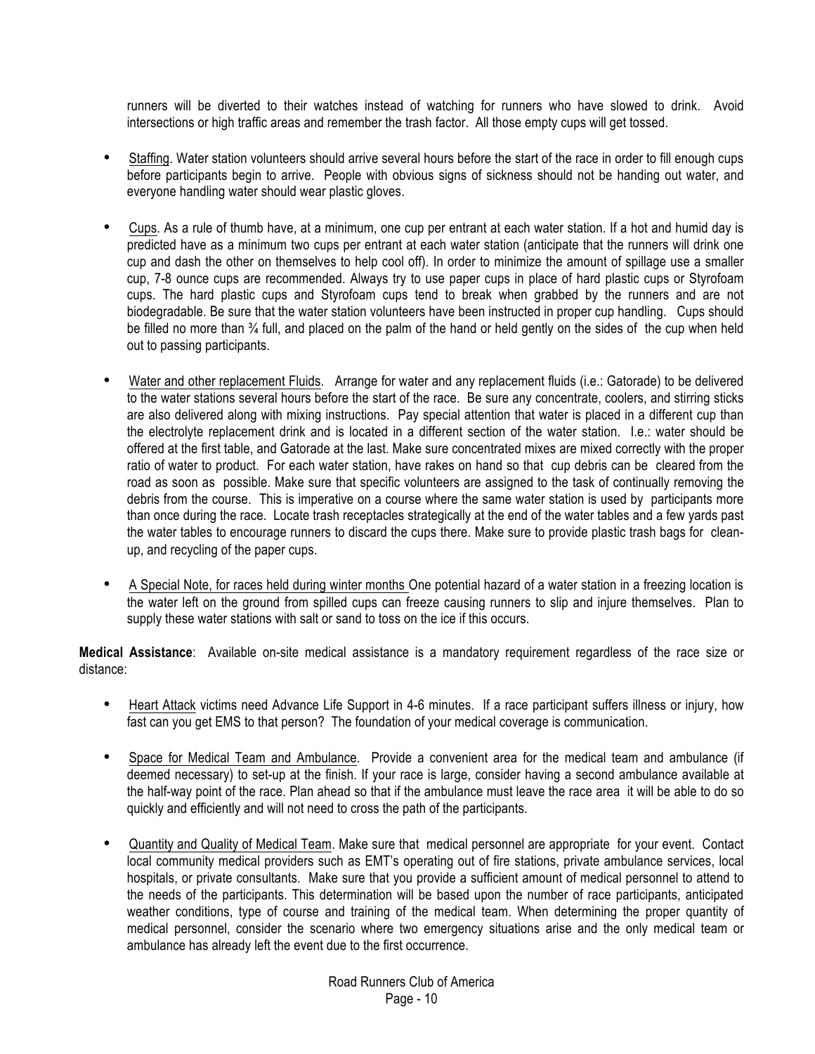runners will be diverted to their watches instead of watching for runners who have slowed to drink. Avoid intersections or high traffic areas and remember the trash factor. All those empty cups will get tossed.

- Staffing. Water station volunteers should arrive several hours before the start of the race in order to fill enough cups before participants begin to arrive. People with obvious signs of sickness should not be handing out water, and everyone handling water should wear plastic gloves.

- Cups. As a rule of thumb have, at a minimum, one cup per entrant at each water station. If a hot and humid day is predicted have as a minimum two cups per entrant at each water station (anticipate that the runners will drink one cup and dash the other on themselves to help cool off). In order to minimize the amount of spillage use a smaller cup, 7-8 ounce cups are recommended. Always try to use paper cups in place of hard plastic cups or Styrofoam cups. The hard plastic cups and Styrofoam cups tend to break when grabbed by the runners and are not biodegradable. Be sure that the water station volunteers have been instructed in proper cup handling. Cups should be filled no more than ¾ full, and placed on the palm of the hand or held gently on the sides of the cup when held out to passing participants.

- Water and other replacement Fluids. Arrange for water and any replacement fluids (i.e.: Gatorade) to be delivered to the water stations several hours before the start of the race. Be sure any concentrate, coolers, and stirring sticks are also delivered along with mixing instructions. Pay special attention that water is placed in a different cup than the electrolyte replacement drink and is located in a different section of the water station. I.e.: water should be offered at the first table, and Gatorade at the last. Make sure concentrated mixes are mixed correctly with the proper ratio of water to product. For each water station, have rakes on hand so that cup debris can be cleared from the road as soon as possible. Make sure that specific volunteers are assigned to the task of continually removing the debris from the course. This is imperative on a course where the same water station is used by participants more than once during the race. Locate trash receptacles strategically at the end of the water tables and a few yards past the water tables to encourage runners to discard the cups there. Make sure to provide plastic trash bags for clean-up, and recycling of the paper cups.

- A Special Note, for races held during winter months One potential hazard of a water station in a freezing location is the water left on the ground from spilled cups can freeze causing runners to slip and injure themselves. Plan to supply these water stations with salt or sand to toss on the ice if this occurs.

**Medical Assistance**: Available on-site medical assistance is a mandatory requirement regardless of the race size or distance:

- Heart Attack victims need Advance Life Support in 4-6 minutes. If a race participant suffers illness or injury, how fast can you get EMS to that person? The foundation of your medical coverage is communication.

- Space for Medical Team and Ambulance. Provide a convenient area for the medical team and ambulance (if deemed necessary) to set-up at the finish. If your race is large, consider having a second ambulance available at the half-way point of the race. Plan ahead so that if the ambulance must leave the race area it will be able to do so quickly and efficiently and will not need to cross the path of the participants.

- Quantity and Quality of Medical Team. Make sure that medical personnel are appropriate for your event. Contact local community medical providers such as EMT's operating out of fire stations, private ambulance services, local hospitals, or private consultants. Make sure that you provide a sufficient amount of medical personnel to attend to the needs of the participants. This determination will be based upon the number of race participants, anticipated weather conditions, type of course and training of the medical team. When determining the proper quantity of medical personnel, consider the scenario where two emergency situations arise and the only medical team or ambulance has already left the event due to the first occurrence.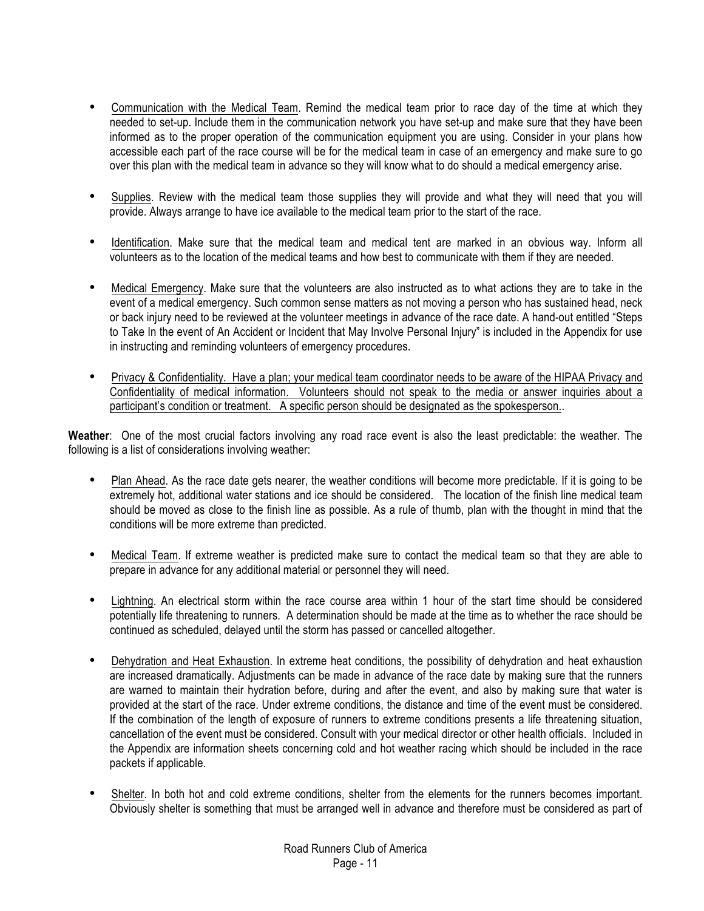- Communication with the Medical Team. Remind the medical team prior to race day of the time at which they needed to set-up. Include them in the communication network you have set-up and make sure that they have been informed as to the proper operation of the communication equipment you are using. Consider in your plans how accessible each part of the race course will be for the medical team in case of an emergency and make sure to go over this plan with the medical team in advance so they will know what to do should a medical emergency arise.

- Supplies. Review with the medical team those supplies they will provide and what they will need that you will provide. Always arrange to have ice available to the medical team prior to the start of the race.

- Identification. Make sure that the medical team and medical tent are marked in an obvious way. Inform all volunteers as to the location of the medical teams and how best to communicate with them if they are needed.

- Medical Emergency. Make sure that the volunteers are also instructed as to what actions they are to take in the event of a medical emergency. Such common sense matters as not moving a person who has sustained head, neck or back injury need to be reviewed at the volunteer meetings in advance of the race date. A hand-out entitled "Steps to Take In the event of An Accident or Incident that May Involve Personal Injury" is included in the Appendix for use in instructing and reminding volunteers of emergency procedures.

- Privacy & Confidentiality. Have a plan; your medical team coordinator needs to be aware of the HIPAA Privacy and Confidentiality of medical information. Volunteers should not speak to the media or answer inquiries about a participant's condition or treatment. A specific person should be designated as the spokesperson..

**Weather**: One of the most crucial factors involving any road race event is also the least predictable: the weather. The following is a list of considerations involving weather:

- Plan Ahead. As the race date gets nearer, the weather conditions will become more predictable. If it is going to be extremely hot, additional water stations and ice should be considered. The location of the finish line medical team should be moved as close to the finish line as possible. As a rule of thumb, plan with the thought in mind that the conditions will be more extreme than predicted.

- Medical Team. If extreme weather is predicted make sure to contact the medical team so that they are able to prepare in advance for any additional material or personnel they will need.

- Lightning. An electrical storm within the race course area within 1 hour of the start time should be considered potentially life threatening to runners. A determination should be made at the time as to whether the race should be continued as scheduled, delayed until the storm has passed or cancelled altogether.

- Dehydration and Heat Exhaustion. In extreme heat conditions, the possibility of dehydration and heat exhaustion are increased dramatically. Adjustments can be made in advance of the race date by making sure that the runners are warned to maintain their hydration before, during and after the event, and also by making sure that water is provided at the start of the race. Under extreme conditions, the distance and time of the event must be considered. If the combination of the length of exposure of runners to extreme conditions presents a life threatening situation, cancellation of the event must be considered. Consult with your medical director or other health officials. Included in the Appendix are information sheets concerning cold and hot weather racing which should be included in the race packets if applicable.

- Shelter. In both hot and cold extreme conditions, shelter from the elements for the runners becomes important. Obviously shelter is something that must be arranged well in advance and therefore must be considered as part of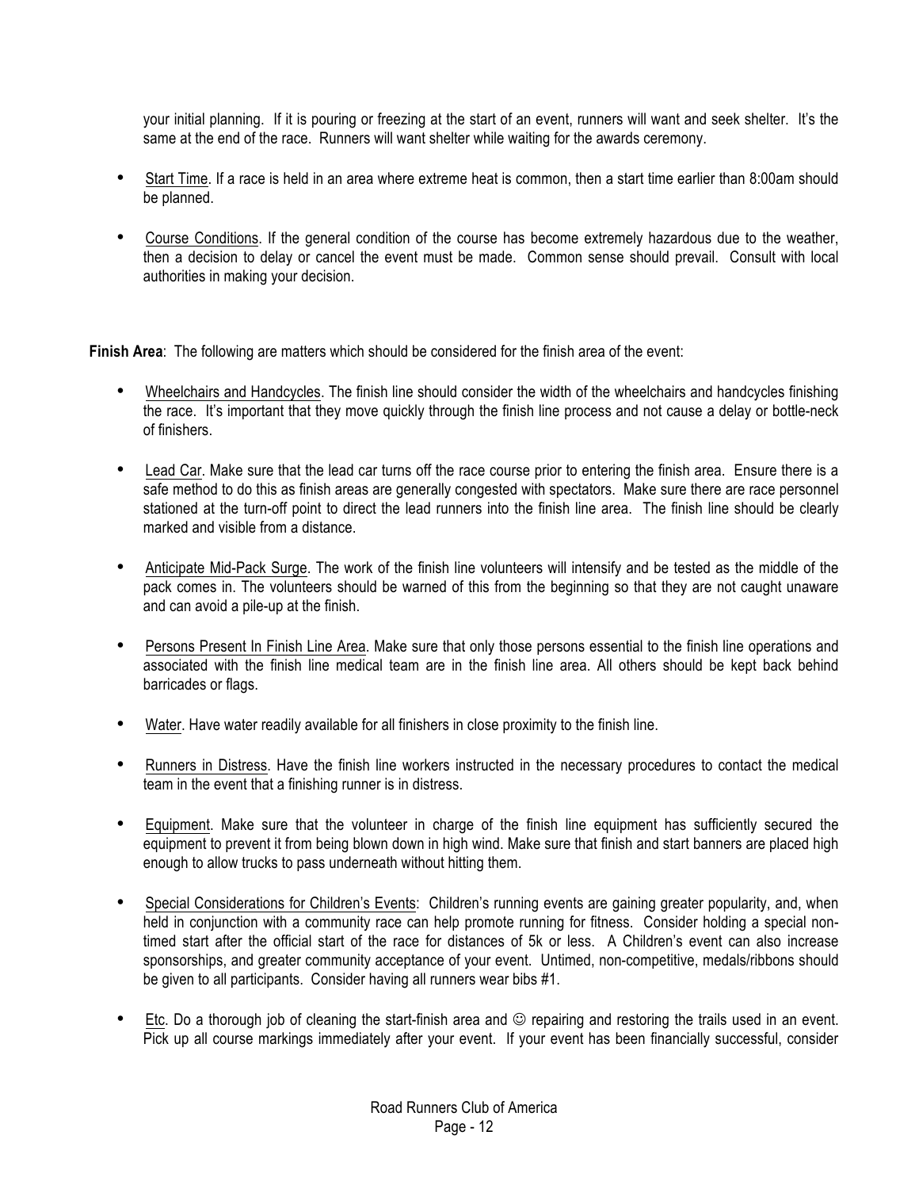your initial planning. If it is pouring or freezing at the start of an event, runners will want and seek shelter. It's the same at the end of the race. Runners will want shelter while waiting for the awards ceremony.

- <u>Start Time</u>. If a race is held in an area where extreme heat is common, then a start time earlier than 8:00am should be planned.

- <u>Course Conditions</u>. If the general condition of the course has become extremely hazardous due to the weather, then a decision to delay or cancel the event must be made. Common sense should prevail. Consult with local authorities in making your decision.

**Finish Area**: The following are matters which should be considered for the finish area of the event:

- <u>Wheelchairs and Handcycles</u>. The finish line should consider the width of the wheelchairs and handcycles finishing the race. It's important that they move quickly through the finish line process and not cause a delay or bottle-neck of finishers.

- <u>Lead Car</u>. Make sure that the lead car turns off the race course prior to entering the finish area. Ensure there is a safe method to do this as finish areas are generally congested with spectators. Make sure there are race personnel stationed at the turn-off point to direct the lead runners into the finish line area. The finish line should be clearly marked and visible from a distance.

- <u>Anticipate Mid-Pack Surge</u>. The work of the finish line volunteers will intensify and be tested as the middle of the pack comes in. The volunteers should be warned of this from the beginning so that they are not caught unaware and can avoid a pile-up at the finish.

- <u>Persons Present In Finish Line Area</u>. Make sure that only those persons essential to the finish line operations and associated with the finish line medical team are in the finish line area. All others should be kept back behind barricades or flags.

- <u>Water</u>. Have water readily available for all finishers in close proximity to the finish line.

- <u>Runners in Distress</u>. Have the finish line workers instructed in the necessary procedures to contact the medical team in the event that a finishing runner is in distress.

- <u>Equipment</u>. Make sure that the volunteer in charge of the finish line equipment has sufficiently secured the equipment to prevent it from being blown down in high wind. Make sure that finish and start banners are placed high enough to allow trucks to pass underneath without hitting them.

- <u>Special Considerations for Children's Events</u>: Children's running events are gaining greater popularity, and, when held in conjunction with a community race can help promote running for fitness. Consider holding a special non-timed start after the official start of the race for distances of 5k or less. A Children's event can also increase sponsorships, and greater community acceptance of your event. Untimed, non-competitive, medals/ribbons should be given to all participants. Consider having all runners wear bibs #1.

- <u>Etc</u>. Do a thorough job of cleaning the start-finish area and ☺ repairing and restoring the trails used in an event. Pick up all course markings immediately after your event. If your event has been financially successful, consider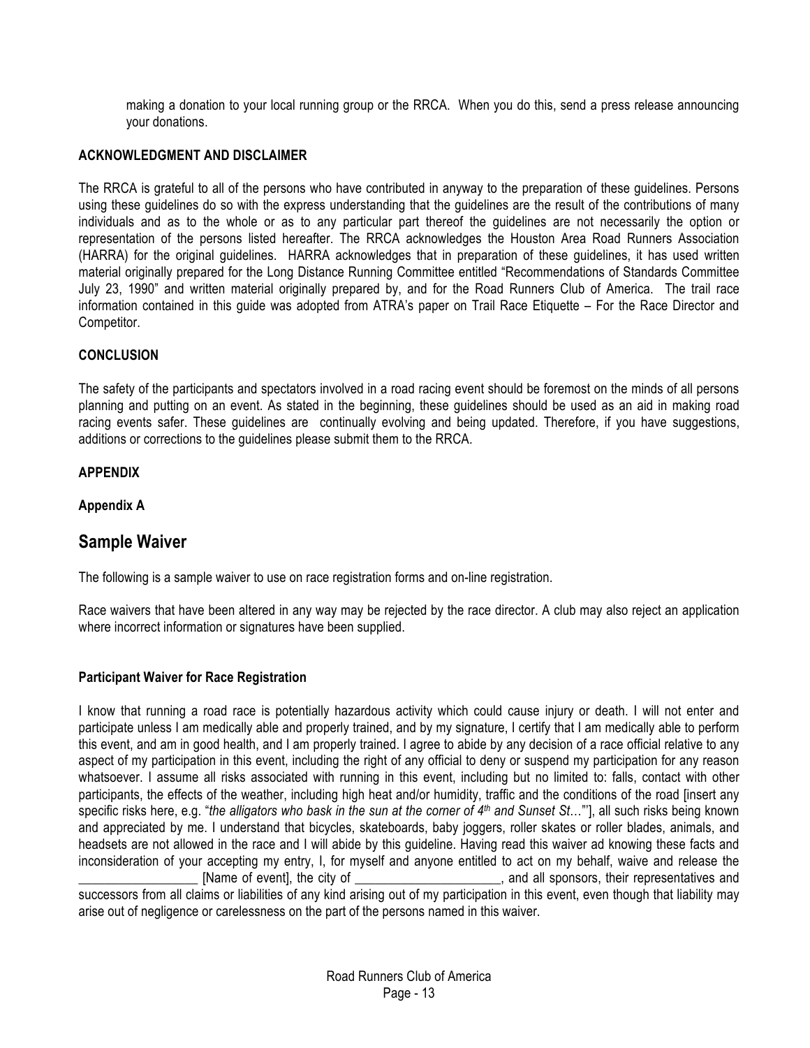making a donation to your local running group or the RRCA. When you do this, send a press release announcing your donations.

**ACKNOWLEDGMENT AND DISCLAIMER**

The RRCA is grateful to all of the persons who have contributed in anyway to the preparation of these guidelines. Persons using these guidelines do so with the express understanding that the guidelines are the result of the contributions of many individuals and as to the whole or as to any particular part thereof the guidelines are not necessarily the option or representation of the persons listed hereafter. The RRCA acknowledges the Houston Area Road Runners Association (HARRA) for the original guidelines. HARRA acknowledges that in preparation of these guidelines, it has used written material originally prepared for the Long Distance Running Committee entitled "Recommendations of Standards Committee July 23, 1990" and written material originally prepared by, and for the Road Runners Club of America. The trail race information contained in this guide was adopted from ATRA's paper on Trail Race Etiquette – For the Race Director and Competitor.

**CONCLUSION**

The safety of the participants and spectators involved in a road racing event should be foremost on the minds of all persons planning and putting on an event. As stated in the beginning, these guidelines should be used as an aid in making road racing events safer. These guidelines are continually evolving and being updated. Therefore, if you have suggestions, additions or corrections to the guidelines please submit them to the RRCA.

**APPENDIX**

**Appendix A**

## Sample Waiver

The following is a sample waiver to use on race registration forms and on-line registration.

Race waivers that have been altered in any way may be rejected by the race director. A club may also reject an application where incorrect information or signatures have been supplied.

**Participant Waiver for Race Registration**

I know that running a road race is potentially hazardous activity which could cause injury or death. I will not enter and participate unless I am medically able and properly trained, and by my signature, I certify that I am medically able to perform this event, and am in good health, and I am properly trained. I agree to abide by any decision of a race official relative to any aspect of my participation in this event, including the right of any official to deny or suspend my participation for any reason whatsoever. I assume all risks associated with running in this event, including but no limited to: falls, contact with other participants, the effects of the weather, including high heat and/or humidity, traffic and the conditions of the road [insert any specific risks here, e.g. "*the alligators who bask in the sun at the corner of 4th and Sunset St…*"'], all such risks being known and appreciated by me. I understand that bicycles, skateboards, baby joggers, roller skates or roller blades, animals, and headsets are not allowed in the race and I will abide by this guideline. Having read this waiver ad knowing these facts and inconsideration of your accepting my entry, I, for myself and anyone entitled to act on my behalf, waive and release the __________________ [Name of event], the city of ______________________, and all sponsors, their representatives and successors from all claims or liabilities of any kind arising out of my participation in this event, even though that liability may arise out of negligence or carelessness on the part of the persons named in this waiver.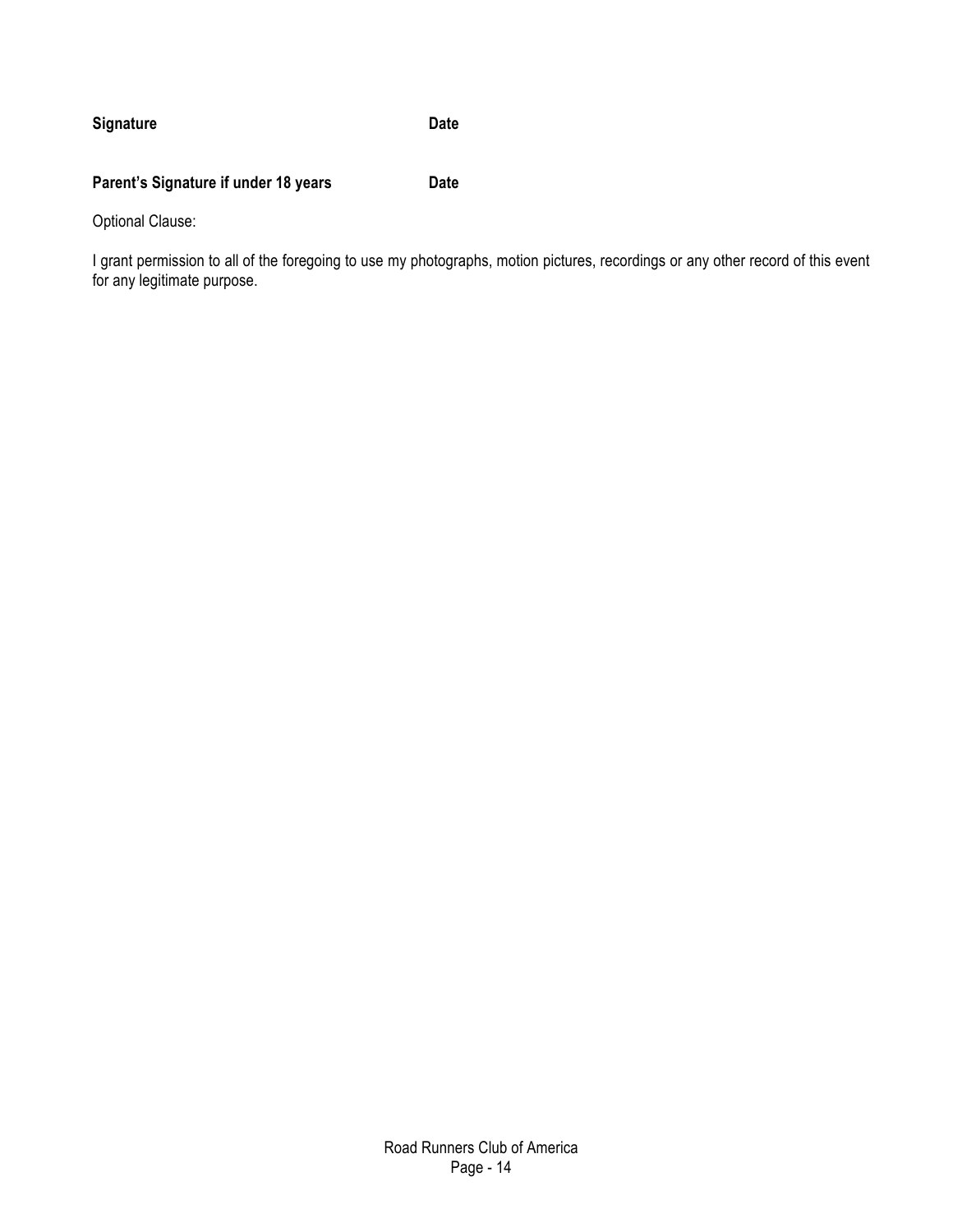**Signature** **Date**

**Parent's Signature if under 18 years** **Date**

Optional Clause:

I grant permission to all of the foregoing to use my photographs, motion pictures, recordings or any other record of this event for any legitimate purpose.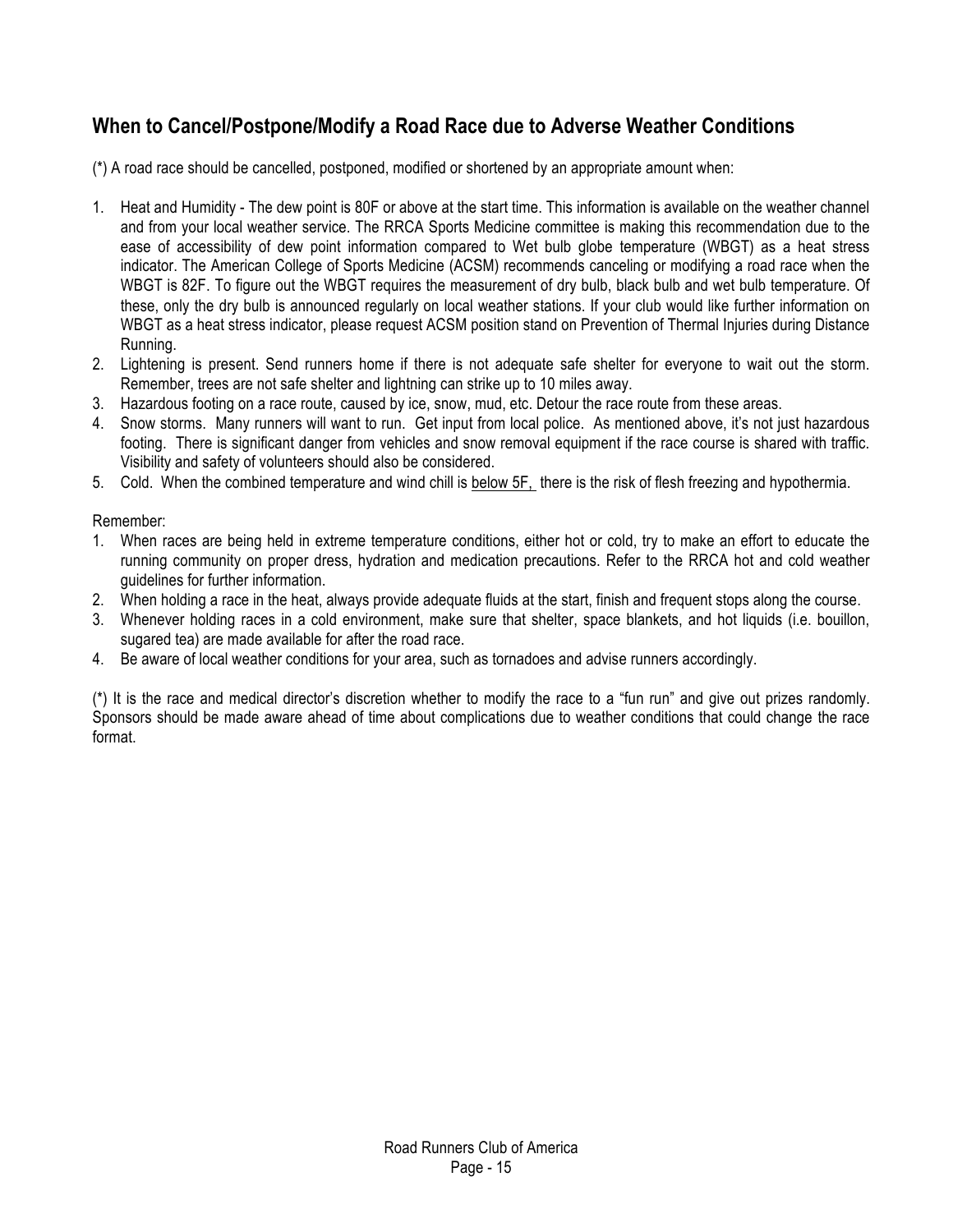## When to Cancel/Postpone/Modify a Road Race due to Adverse Weather Conditions

(*) A road race should be cancelled, postponed, modified or shortened by an appropriate amount when:

1. Heat and Humidity - The dew point is 80F or above at the start time. This information is available on the weather channel and from your local weather service. The RRCA Sports Medicine committee is making this recommendation due to the ease of accessibility of dew point information compared to Wet bulb globe temperature (WBGT) as a heat stress indicator. The American College of Sports Medicine (ACSM) recommends canceling or modifying a road race when the WBGT is 82F. To figure out the WBGT requires the measurement of dry bulb, black bulb and wet bulb temperature. Of these, only the dry bulb is announced regularly on local weather stations. If your club would like further information on WBGT as a heat stress indicator, please request ACSM position stand on Prevention of Thermal Injuries during Distance Running.
2. Lightening is present. Send runners home if there is not adequate safe shelter for everyone to wait out the storm. Remember, trees are not safe shelter and lightning can strike up to 10 miles away.
3. Hazardous footing on a race route, caused by ice, snow, mud, etc. Detour the race route from these areas.
4. Snow storms. Many runners will want to run. Get input from local police. As mentioned above, it's not just hazardous footing. There is significant danger from vehicles and snow removal equipment if the race course is shared with traffic. Visibility and safety of volunteers should also be considered.
5. Cold. When the combined temperature and wind chill is <u>below 5F,</u> there is the risk of flesh freezing and hypothermia.

Remember:

1. When races are being held in extreme temperature conditions, either hot or cold, try to make an effort to educate the running community on proper dress, hydration and medication precautions. Refer to the RRCA hot and cold weather guidelines for further information.
2. When holding a race in the heat, always provide adequate fluids at the start, finish and frequent stops along the course.
3. Whenever holding races in a cold environment, make sure that shelter, space blankets, and hot liquids (i.e. bouillon, sugared tea) are made available for after the road race.
4. Be aware of local weather conditions for your area, such as tornadoes and advise runners accordingly.

(*) It is the race and medical director's discretion whether to modify the race to a "fun run" and give out prizes randomly. Sponsors should be made aware ahead of time about complications due to weather conditions that could change the race format.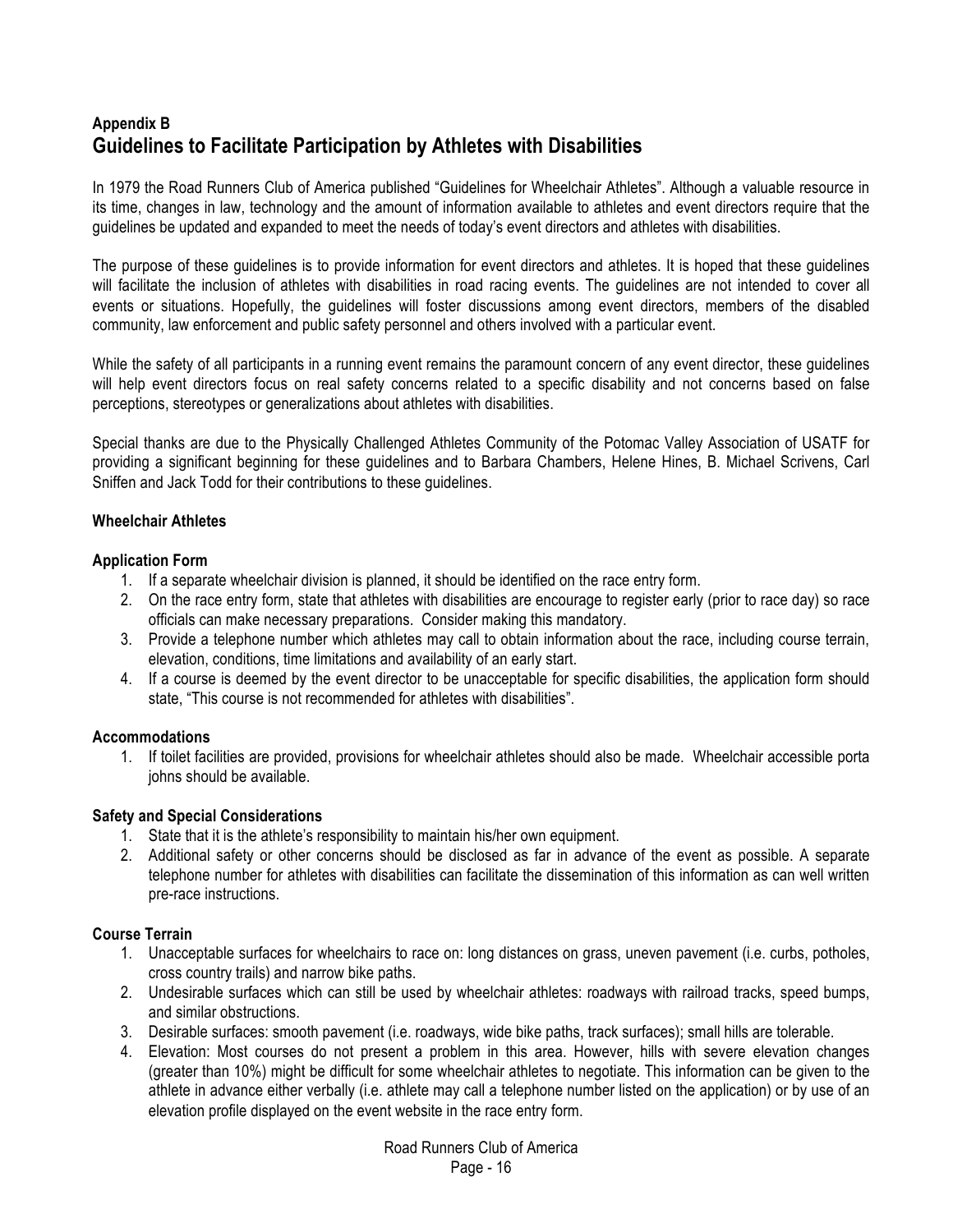## Appendix B

# Guidelines to Facilitate Participation by Athletes with Disabilities

In 1979 the Road Runners Club of America published "Guidelines for Wheelchair Athletes". Although a valuable resource in its time, changes in law, technology and the amount of information available to athletes and event directors require that the guidelines be updated and expanded to meet the needs of today's event directors and athletes with disabilities.

The purpose of these guidelines is to provide information for event directors and athletes. It is hoped that these guidelines will facilitate the inclusion of athletes with disabilities in road racing events. The guidelines are not intended to cover all events or situations. Hopefully, the guidelines will foster discussions among event directors, members of the disabled community, law enforcement and public safety personnel and others involved with a particular event.

While the safety of all participants in a running event remains the paramount concern of any event director, these guidelines will help event directors focus on real safety concerns related to a specific disability and not concerns based on false perceptions, stereotypes or generalizations about athletes with disabilities.

Special thanks are due to the Physically Challenged Athletes Community of the Potomac Valley Association of USATF for providing a significant beginning for these guidelines and to Barbara Chambers, Helene Hines, B. Michael Scrivens, Carl Sniffen and Jack Todd for their contributions to these guidelines.

**Wheelchair Athletes**

**Application Form**

1. If a separate wheelchair division is planned, it should be identified on the race entry form.
2. On the race entry form, state that athletes with disabilities are encourage to register early (prior to race day) so race officials can make necessary preparations. Consider making this mandatory.
3. Provide a telephone number which athletes may call to obtain information about the race, including course terrain, elevation, conditions, time limitations and availability of an early start.
4. If a course is deemed by the event director to be unacceptable for specific disabilities, the application form should state, "This course is not recommended for athletes with disabilities".

**Accommodations**

1. If toilet facilities are provided, provisions for wheelchair athletes should also be made. Wheelchair accessible porta johns should be available.

**Safety and Special Considerations**

1. State that it is the athlete's responsibility to maintain his/her own equipment.
2. Additional safety or other concerns should be disclosed as far in advance of the event as possible. A separate telephone number for athletes with disabilities can facilitate the dissemination of this information as can well written pre-race instructions.

**Course Terrain**

1. Unacceptable surfaces for wheelchairs to race on: long distances on grass, uneven pavement (i.e. curbs, potholes, cross country trails) and narrow bike paths.
2. Undesirable surfaces which can still be used by wheelchair athletes: roadways with railroad tracks, speed bumps, and similar obstructions.
3. Desirable surfaces: smooth pavement (i.e. roadways, wide bike paths, track surfaces); small hills are tolerable.
4. Elevation: Most courses do not present a problem in this area. However, hills with severe elevation changes (greater than 10%) might be difficult for some wheelchair athletes to negotiate. This information can be given to the athlete in advance either verbally (i.e. athlete may call a telephone number listed on the application) or by use of an elevation profile displayed on the event website in the race entry form.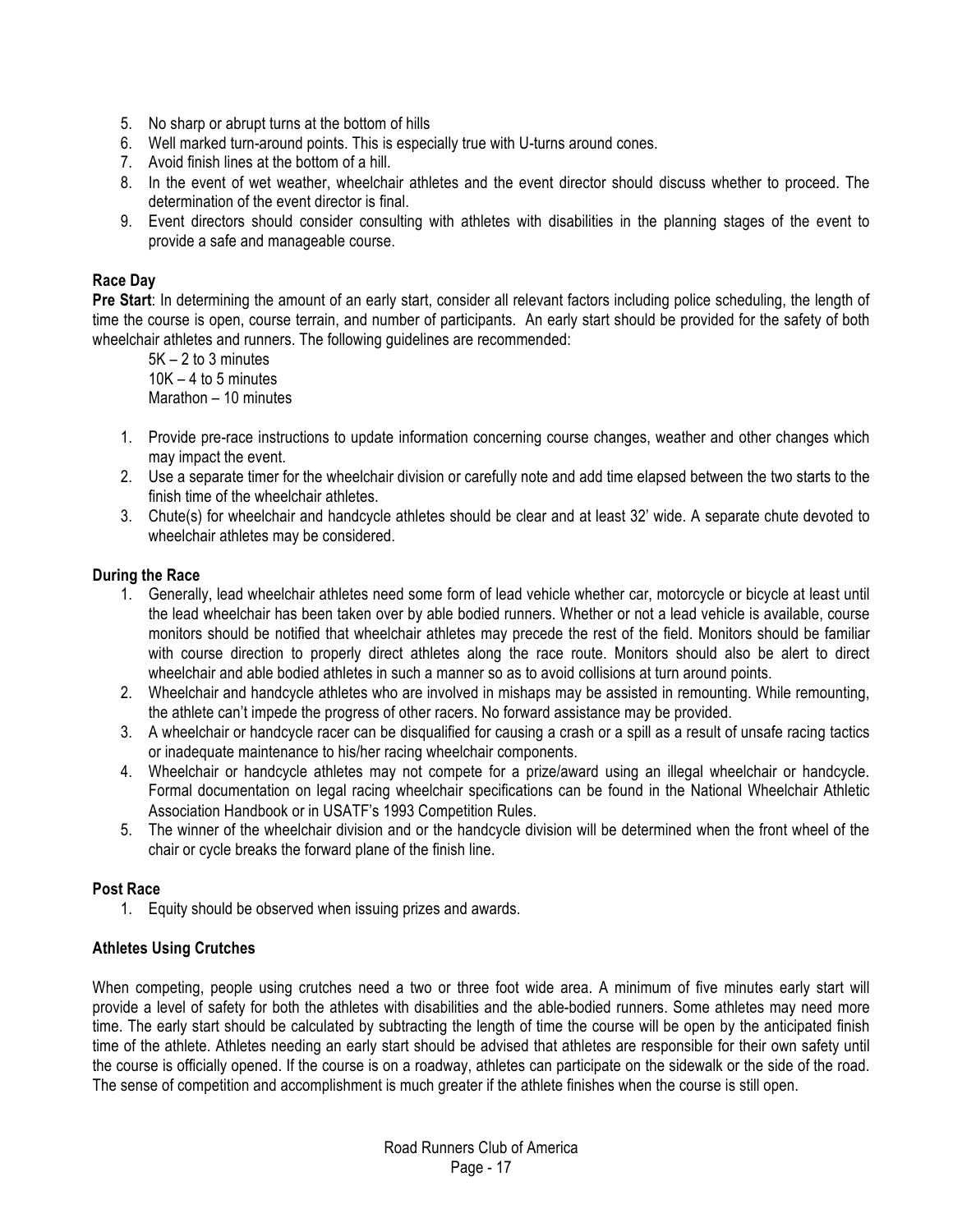5. No sharp or abrupt turns at the bottom of hills
6. Well marked turn-around points. This is especially true with U-turns around cones.
7. Avoid finish lines at the bottom of a hill.
8. In the event of wet weather, wheelchair athletes and the event director should discuss whether to proceed. The determination of the event director is final.
9. Event directors should consider consulting with athletes with disabilities in the planning stages of the event to provide a safe and manageable course.

### Race Day

**Pre Start**: In determining the amount of an early start, consider all relevant factors including police scheduling, the length of time the course is open, course terrain, and number of participants. An early start should be provided for the safety of both wheelchair athletes and runners. The following guidelines are recommended:

5K – 2 to 3 minutes
10K – 4 to 5 minutes
Marathon – 10 minutes

1. Provide pre-race instructions to update information concerning course changes, weather and other changes which may impact the event.
2. Use a separate timer for the wheelchair division or carefully note and add time elapsed between the two starts to the finish time of the wheelchair athletes.
3. Chute(s) for wheelchair and handcycle athletes should be clear and at least 32' wide. A separate chute devoted to wheelchair athletes may be considered.

### During the Race

1. Generally, lead wheelchair athletes need some form of lead vehicle whether car, motorcycle or bicycle at least until the lead wheelchair has been taken over by able bodied runners. Whether or not a lead vehicle is available, course monitors should be notified that wheelchair athletes may precede the rest of the field. Monitors should be familiar with course direction to properly direct athletes along the race route. Monitors should also be alert to direct wheelchair and able bodied athletes in such a manner so as to avoid collisions at turn around points.
2. Wheelchair and handcycle athletes who are involved in mishaps may be assisted in remounting. While remounting, the athlete can't impede the progress of other racers. No forward assistance may be provided.
3. A wheelchair or handcycle racer can be disqualified for causing a crash or a spill as a result of unsafe racing tactics or inadequate maintenance to his/her racing wheelchair components.
4. Wheelchair or handcycle athletes may not compete for a prize/award using an illegal wheelchair or handcycle. Formal documentation on legal racing wheelchair specifications can be found in the National Wheelchair Athletic Association Handbook or in USATF's 1993 Competition Rules.
5. The winner of the wheelchair division and or the handcycle division will be determined when the front wheel of the chair or cycle breaks the forward plane of the finish line.

### Post Race

1. Equity should be observed when issuing prizes and awards.

### Athletes Using Crutches

When competing, people using crutches need a two or three foot wide area. A minimum of five minutes early start will provide a level of safety for both the athletes with disabilities and the able-bodied runners. Some athletes may need more time. The early start should be calculated by subtracting the length of time the course will be open by the anticipated finish time of the athlete. Athletes needing an early start should be advised that athletes are responsible for their own safety until the course is officially opened. If the course is on a roadway, athletes can participate on the sidewalk or the side of the road. The sense of competition and accomplishment is much greater if the athlete finishes when the course is still open.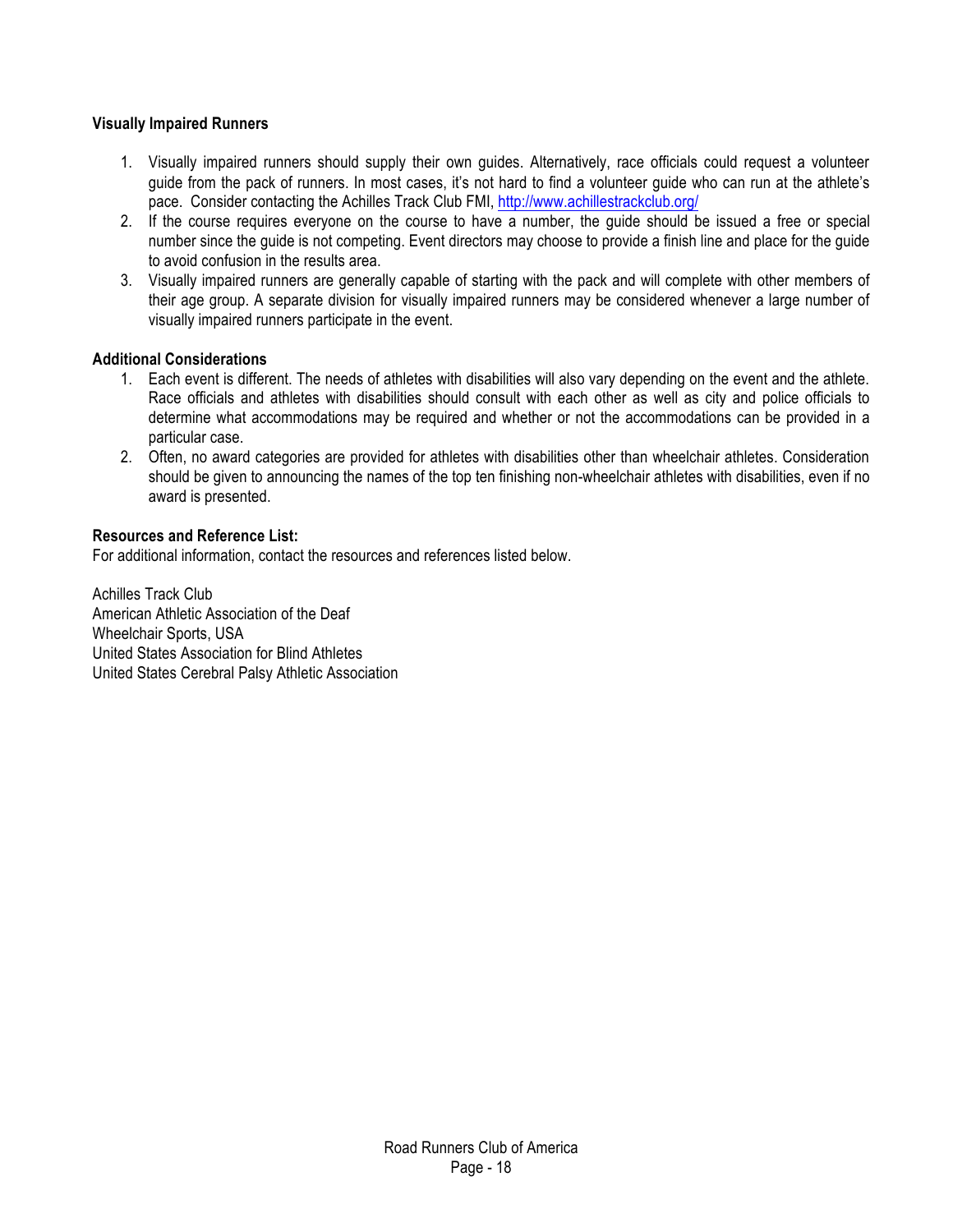**Visually Impaired Runners**

1. Visually impaired runners should supply their own guides. Alternatively, race officials could request a volunteer guide from the pack of runners. In most cases, it's not hard to find a volunteer guide who can run at the athlete's pace. Consider contacting the Achilles Track Club FMI, http://www.achillestrackclub.org/
2. If the course requires everyone on the course to have a number, the guide should be issued a free or special number since the guide is not competing. Event directors may choose to provide a finish line and place for the guide to avoid confusion in the results area.
3. Visually impaired runners are generally capable of starting with the pack and will complete with other members of their age group. A separate division for visually impaired runners may be considered whenever a large number of visually impaired runners participate in the event.

**Additional Considerations**

1. Each event is different. The needs of athletes with disabilities will also vary depending on the event and the athlete. Race officials and athletes with disabilities should consult with each other as well as city and police officials to determine what accommodations may be required and whether or not the accommodations can be provided in a particular case.
2. Often, no award categories are provided for athletes with disabilities other than wheelchair athletes. Consideration should be given to announcing the names of the top ten finishing non-wheelchair athletes with disabilities, even if no award is presented.

**Resources and Reference List:**

For additional information, contact the resources and references listed below.

Achilles Track Club
American Athletic Association of the Deaf
Wheelchair Sports, USA
United States Association for Blind Athletes
United States Cerebral Palsy Athletic Association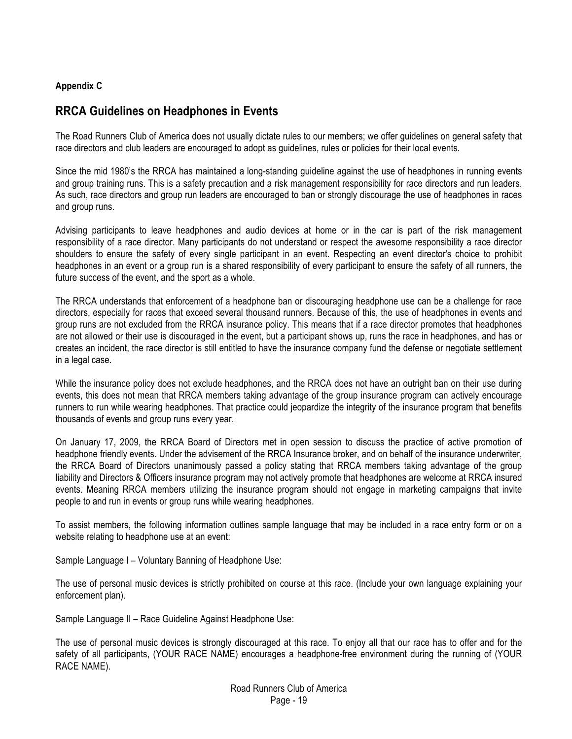**Appendix C**

## RRCA Guidelines on Headphones in Events

The Road Runners Club of America does not usually dictate rules to our members; we offer guidelines on general safety that race directors and club leaders are encouraged to adopt as guidelines, rules or policies for their local events.

Since the mid 1980's the RRCA has maintained a long-standing guideline against the use of headphones in running events and group training runs. This is a safety precaution and a risk management responsibility for race directors and run leaders. As such, race directors and group run leaders are encouraged to ban or strongly discourage the use of headphones in races and group runs.

Advising participants to leave headphones and audio devices at home or in the car is part of the risk management responsibility of a race director. Many participants do not understand or respect the awesome responsibility a race director shoulders to ensure the safety of every single participant in an event. Respecting an event director's choice to prohibit headphones in an event or a group run is a shared responsibility of every participant to ensure the safety of all runners, the future success of the event, and the sport as a whole.

The RRCA understands that enforcement of a headphone ban or discouraging headphone use can be a challenge for race directors, especially for races that exceed several thousand runners. Because of this, the use of headphones in events and group runs are not excluded from the RRCA insurance policy. This means that if a race director promotes that headphones are not allowed or their use is discouraged in the event, but a participant shows up, runs the race in headphones, and has or creates an incident, the race director is still entitled to have the insurance company fund the defense or negotiate settlement in a legal case.

While the insurance policy does not exclude headphones, and the RRCA does not have an outright ban on their use during events, this does not mean that RRCA members taking advantage of the group insurance program can actively encourage runners to run while wearing headphones. That practice could jeopardize the integrity of the insurance program that benefits thousands of events and group runs every year.

On January 17, 2009, the RRCA Board of Directors met in open session to discuss the practice of active promotion of headphone friendly events. Under the advisement of the RRCA Insurance broker, and on behalf of the insurance underwriter, the RRCA Board of Directors unanimously passed a policy stating that RRCA members taking advantage of the group liability and Directors & Officers insurance program may not actively promote that headphones are welcome at RRCA insured events. Meaning RRCA members utilizing the insurance program should not engage in marketing campaigns that invite people to and run in events or group runs while wearing headphones.

To assist members, the following information outlines sample language that may be included in a race entry form or on a website relating to headphone use at an event:

Sample Language I – Voluntary Banning of Headphone Use:

The use of personal music devices is strictly prohibited on course at this race. (Include your own language explaining your enforcement plan).

Sample Language II – Race Guideline Against Headphone Use:

The use of personal music devices is strongly discouraged at this race. To enjoy all that our race has to offer and for the safety of all participants, (YOUR RACE NAME) encourages a headphone-free environment during the running of (YOUR RACE NAME).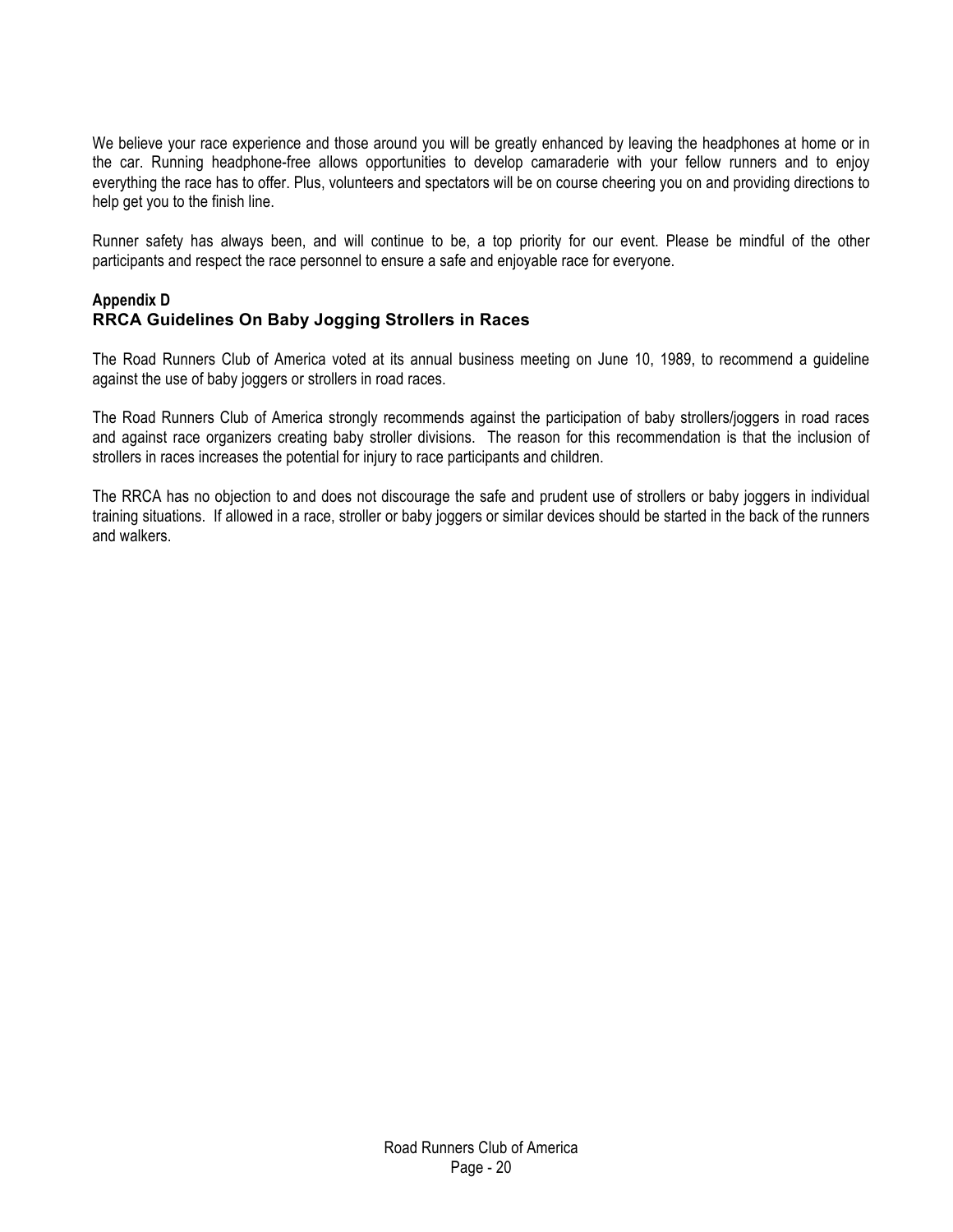We believe your race experience and those around you will be greatly enhanced by leaving the headphones at home or in the car. Running headphone-free allows opportunities to develop camaraderie with your fellow runners and to enjoy everything the race has to offer. Plus, volunteers and spectators will be on course cheering you on and providing directions to help get you to the finish line.

Runner safety has always been, and will continue to be, a top priority for our event. Please be mindful of the other participants and respect the race personnel to ensure a safe and enjoyable race for everyone.

**Appendix D**

## RRCA Guidelines On Baby Jogging Strollers in Races

The Road Runners Club of America voted at its annual business meeting on June 10, 1989, to recommend a guideline against the use of baby joggers or strollers in road races.

The Road Runners Club of America strongly recommends against the participation of baby strollers/joggers in road races and against race organizers creating baby stroller divisions. The reason for this recommendation is that the inclusion of strollers in races increases the potential for injury to race participants and children.

The RRCA has no objection to and does not discourage the safe and prudent use of strollers or baby joggers in individual training situations. If allowed in a race, stroller or baby joggers or similar devices should be started in the back of the runners and walkers.